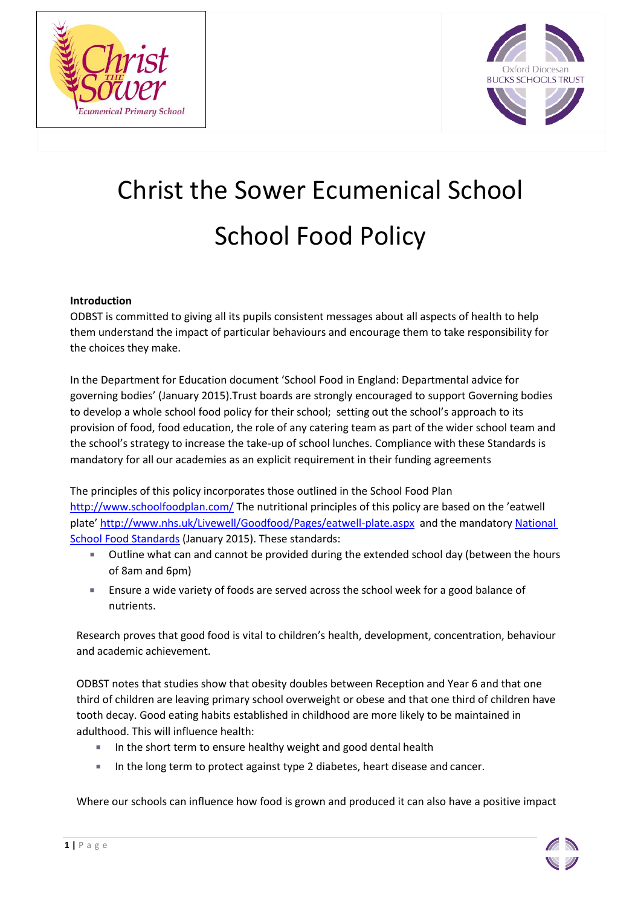# Christ the Sower Ecumenical School

# School Food Policy

**Introduction**

ODBST is committed to giving all its pupils consistent messages about all aspects of health to help them understand the impact of particular behaviours and encourage them to take responsibility for the choices they make.

In the Department for Education document 'School Food in England: Departmental advice for governing bodies' (January 2015).Trust boards are strongly encouraged to support Governing bodies to develop a whole school food policy for their school; setting out the school's approach to its provision of food, food education, the role of any catering team as part of the wider school team and the school's strategy to increase the take-up of school lunches. Compliance with these Standards is mandatory for all our academies as an explicit requirement in their funding agreements

The principles of this policy incorporates those outlined in the School Food Plan http://www.schoolfoodplan.com/ The nutritional principles of this policy are based on the 'eatwell plate' http://www.nhs.uk/Livewell/Goodfood/Pages/eatwell-plate.aspx and the mandatory National School Food Standards (January 2015). These standards:

- Outline what can and cannot be provided during the extended school day (between the hours of 8am and 6pm)
- Ensure a wide variety of foods are served across the school week for a good balance of nutrients.

Research proves that good food is vital to children's health, development, concentration, behaviour and academic achievement.

ODBST notes that studies show that obesity doubles between Reception and Year 6 and that one third of children are leaving primary school overweight or obese and that one third of children have tooth decay. Good eating habits established in childhood are more likely to be maintained in adulthood. This will influence health:

- In the short term to ensure healthy weight and good dental health
- In the long term to protect against type 2 diabetes, heart disease and cancer.

Where our schools can influence how food is grown and produced it can also have a positive impact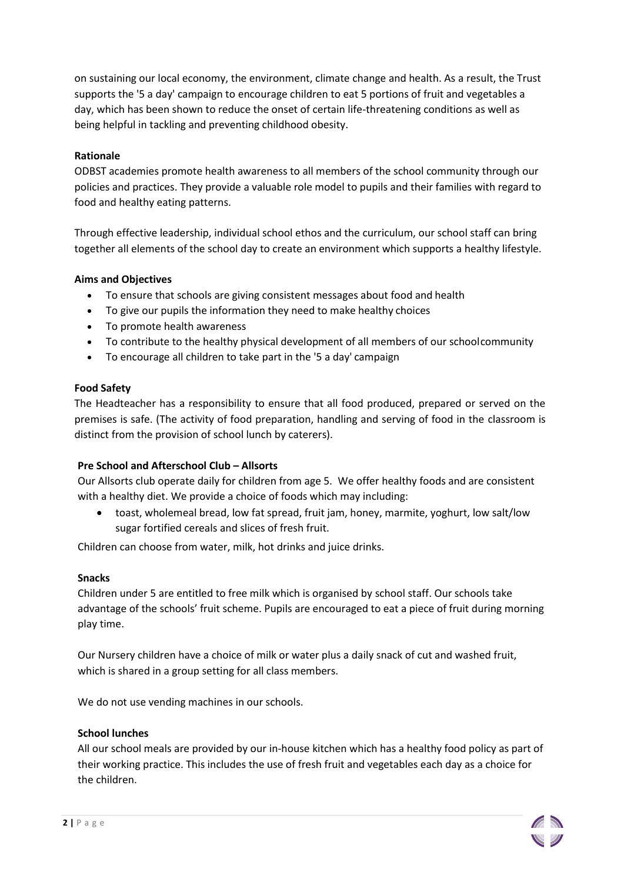on sustaining our local economy, the environment, climate change and health. As a result, the Trust supports the '5 a day' campaign to encourage children to eat 5 portions of fruit and vegetables a day, which has been shown to reduce the onset of certain life-threatening conditions as well as being helpful in tackling and preventing childhood obesity.

**Rationale**

ODBST academies promote health awareness to all members of the school community through our policies and practices. They provide a valuable role model to pupils and their families with regard to food and healthy eating patterns.

Through effective leadership, individual school ethos and the curriculum, our school staff can bring together all elements of the school day to create an environment which supports a healthy lifestyle.

**Aims and Objectives**

- To ensure that schools are giving consistent messages about food and health
- To give our pupils the information they need to make healthy choices
- To promote health awareness
- To contribute to the healthy physical development of all members of our schoolcommunity
- To encourage all children to take part in the '5 a day' campaign

**Food Safety**

The Headteacher has a responsibility to ensure that all food produced, prepared or served on the premises is safe. (The activity of food preparation, handling and serving of food in the classroom is distinct from the provision of school lunch by caterers).

**Pre School and Afterschool Club – Allsorts**

Our Allsorts club operate daily for children from age 5. We offer healthy foods and are consistent with a healthy diet. We provide a choice of foods which may including:

- toast, wholemeal bread, low fat spread, fruit jam, honey, marmite, yoghurt, low salt/low sugar fortified cereals and slices of fresh fruit.

Children can choose from water, milk, hot drinks and juice drinks.

**Snacks**

Children under 5 are entitled to free milk which is organised by school staff. Our schools take advantage of the schools' fruit scheme. Pupils are encouraged to eat a piece of fruit during morning play time.

Our Nursery children have a choice of milk or water plus a daily snack of cut and washed fruit, which is shared in a group setting for all class members.

We do not use vending machines in our schools.

**School lunches**

All our school meals are provided by our in-house kitchen which has a healthy food policy as part of their working practice. This includes the use of fresh fruit and vegetables each day as a choice for the children.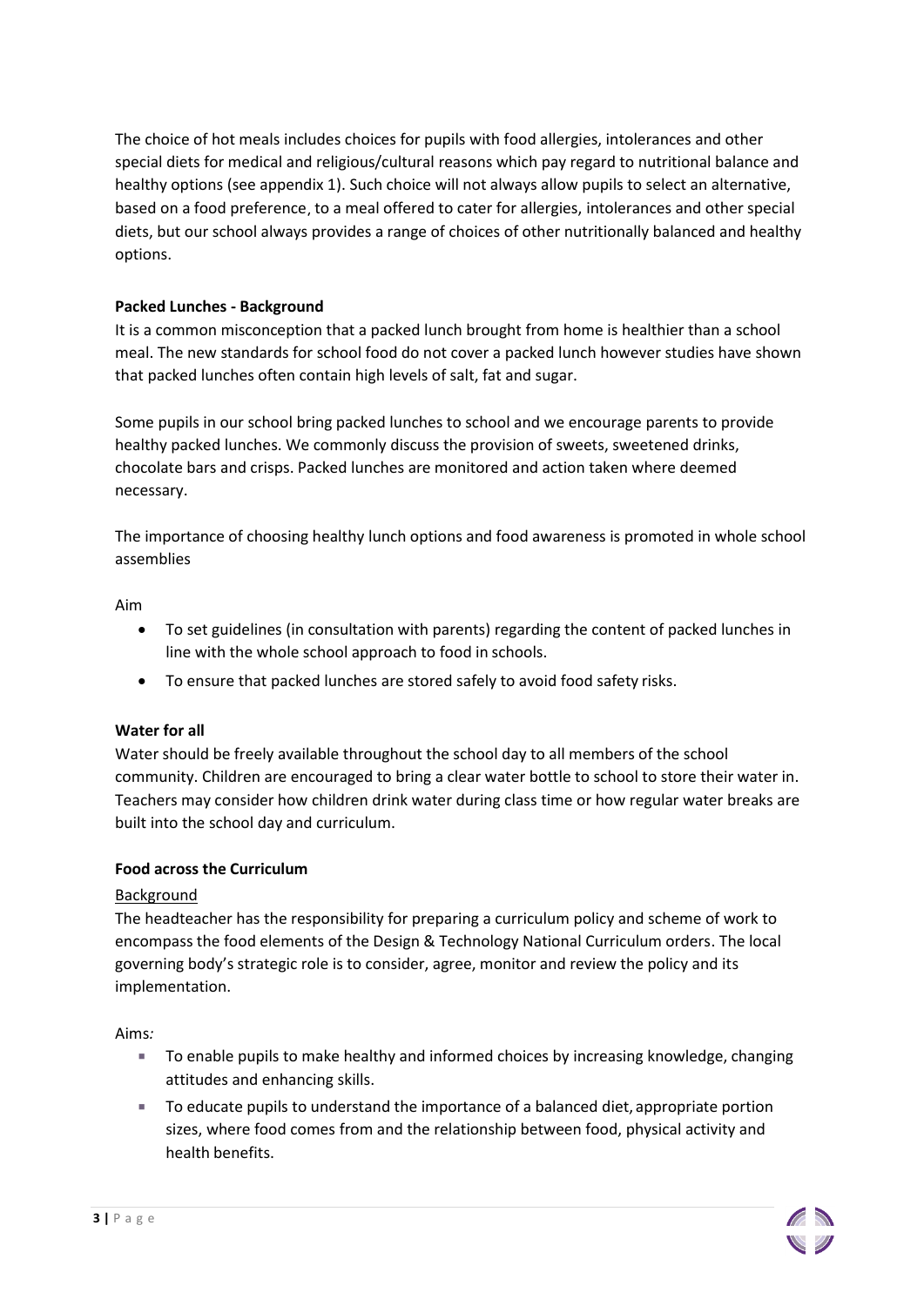The choice of hot meals includes choices for pupils with food allergies, intolerances and other special diets for medical and religious/cultural reasons which pay regard to nutritional balance and healthy options (see appendix 1). Such choice will not always allow pupils to select an alternative, based on a food preference, to a meal offered to cater for allergies, intolerances and other special diets, but our school always provides a range of choices of other nutritionally balanced and healthy options.

**Packed Lunches - Background**

It is a common misconception that a packed lunch brought from home is healthier than a school meal. The new standards for school food do not cover a packed lunch however studies have shown that packed lunches often contain high levels of salt, fat and sugar.

Some pupils in our school bring packed lunches to school and we encourage parents to provide healthy packed lunches. We commonly discuss the provision of sweets, sweetened drinks, chocolate bars and crisps. Packed lunches are monitored and action taken where deemed necessary.

The importance of choosing healthy lunch options and food awareness is promoted in whole school assemblies

Aim

- To set guidelines (in consultation with parents) regarding the content of packed lunches in line with the whole school approach to food in schools.
- To ensure that packed lunches are stored safely to avoid food safety risks.

**Water for all**

Water should be freely available throughout the school day to all members of the school community. Children are encouraged to bring a clear water bottle to school to store their water in. Teachers may consider how children drink water during class time or how regular water breaks are built into the school day and curriculum.

**Food across the Curriculum**

Background

The headteacher has the responsibility for preparing a curriculum policy and scheme of work to encompass the food elements of the Design & Technology National Curriculum orders. The local governing body's strategic role is to consider, agree, monitor and review the policy and its implementation.

Aims*:*

- To enable pupils to make healthy and informed choices by increasing knowledge, changing attitudes and enhancing skills.
- To educate pupils to understand the importance of a balanced diet, appropriate portion sizes, where food comes from and the relationship between food, physical activity and health benefits.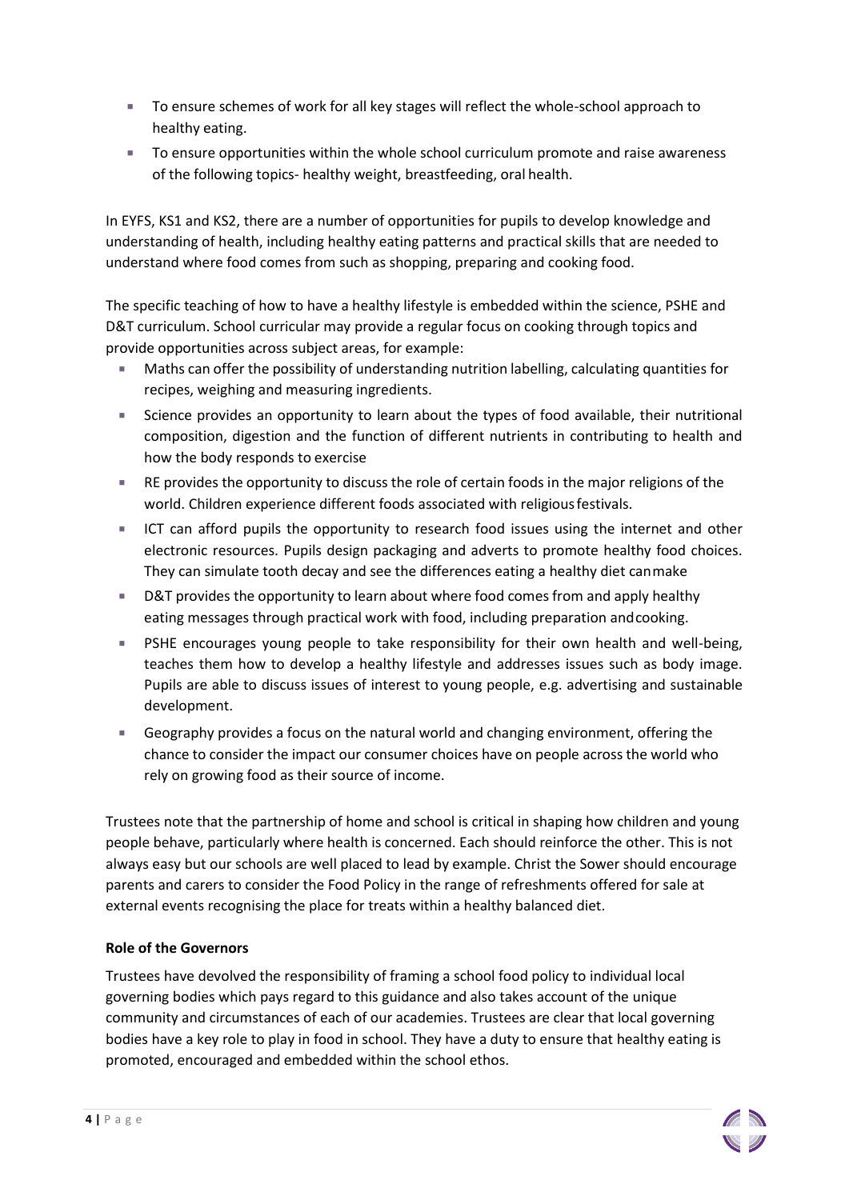- To ensure schemes of work for all key stages will reflect the whole-school approach to healthy eating.
- To ensure opportunities within the whole school curriculum promote and raise awareness of the following topics- healthy weight, breastfeeding, oral health.

In EYFS, KS1 and KS2, there are a number of opportunities for pupils to develop knowledge and understanding of health, including healthy eating patterns and practical skills that are needed to understand where food comes from such as shopping, preparing and cooking food.

The specific teaching of how to have a healthy lifestyle is embedded within the science, PSHE and D&T curriculum. School curricular may provide a regular focus on cooking through topics and provide opportunities across subject areas, for example:

- Maths can offer the possibility of understanding nutrition labelling, calculating quantities for recipes, weighing and measuring ingredients.
- Science provides an opportunity to learn about the types of food available, their nutritional composition, digestion and the function of different nutrients in contributing to health and how the body responds to exercise
- RE provides the opportunity to discuss the role of certain foods in the major religions of the world. Children experience different foods associated with religious festivals.
- ICT can afford pupils the opportunity to research food issues using the internet and other electronic resources. Pupils design packaging and adverts to promote healthy food choices. They can simulate tooth decay and see the differences eating a healthy diet can make
- D&T provides the opportunity to learn about where food comes from and apply healthy eating messages through practical work with food, including preparation and cooking.
- PSHE encourages young people to take responsibility for their own health and well-being, teaches them how to develop a healthy lifestyle and addresses issues such as body image. Pupils are able to discuss issues of interest to young people, e.g. advertising and sustainable development.
- Geography provides a focus on the natural world and changing environment, offering the chance to consider the impact our consumer choices have on people across the world who rely on growing food as their source of income.

Trustees note that the partnership of home and school is critical in shaping how children and young people behave, particularly where health is concerned. Each should reinforce the other. This is not always easy but our schools are well placed to lead by example. Christ the Sower should encourage parents and carers to consider the Food Policy in the range of refreshments offered for sale at external events recognising the place for treats within a healthy balanced diet.

**Role of the Governors**

Trustees have devolved the responsibility of framing a school food policy to individual local governing bodies which pays regard to this guidance and also takes account of the unique community and circumstances of each of our academies. Trustees are clear that local governing bodies have a key role to play in food in school. They have a duty to ensure that healthy eating is promoted, encouraged and embedded within the school ethos.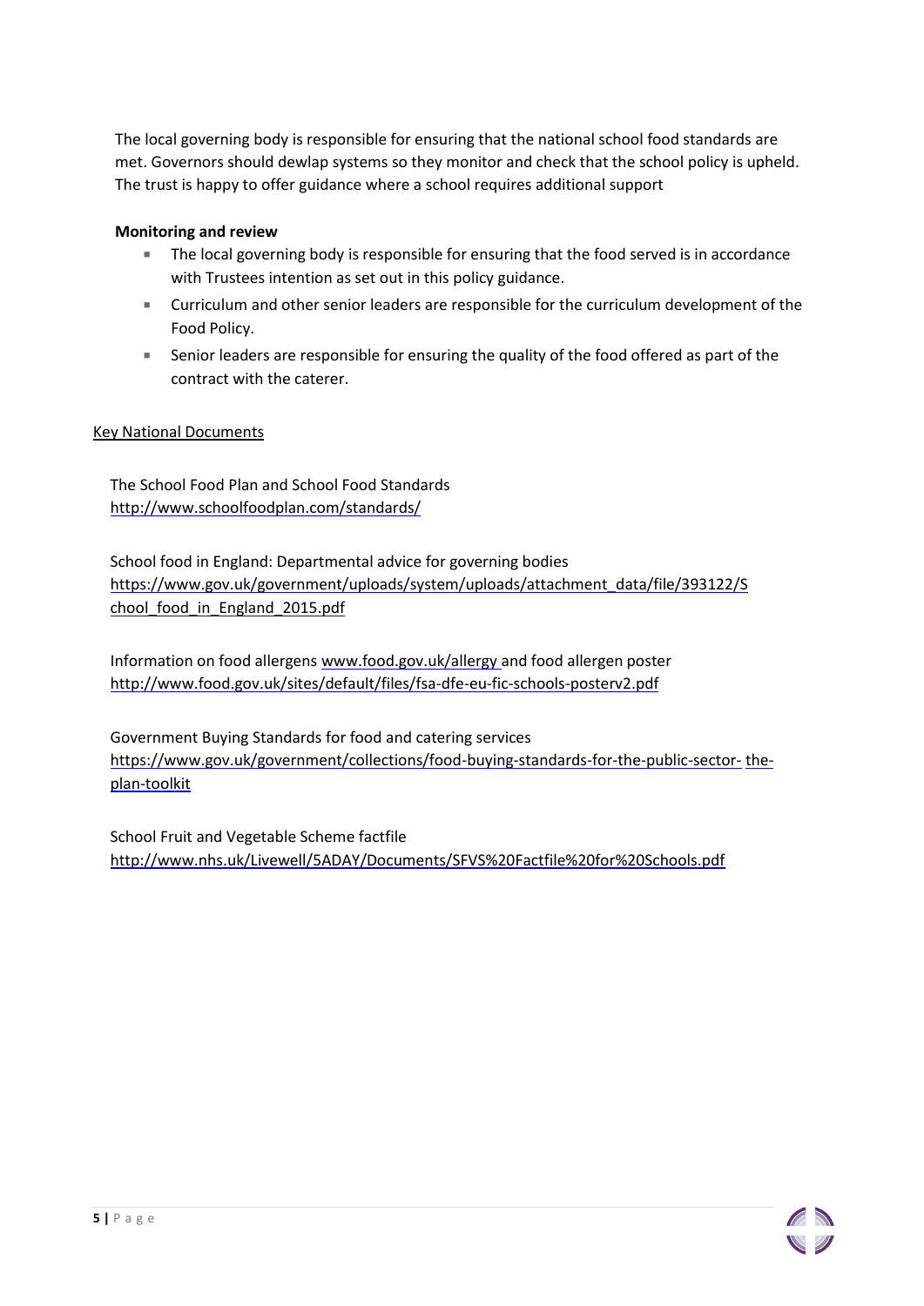The local governing body is responsible for ensuring that the national school food standards are met. Governors should dewlap systems so they monitor and check that the school policy is upheld. The trust is happy to offer guidance where a school requires additional support

**Monitoring and review**

- The local governing body is responsible for ensuring that the food served is in accordance with Trustees intention as set out in this policy guidance.
- Curriculum and other senior leaders are responsible for the curriculum development of the Food Policy.
- Senior leaders are responsible for ensuring the quality of the food offered as part of the contract with the caterer.

Key National Documents

The School Food Plan and School Food Standards
http://www.schoolfoodplan.com/standards/

School food in England: Departmental advice for governing bodies
https://www.gov.uk/government/uploads/system/uploads/attachment_data/file/393122/School_food_in_England_2015.pdf

Information on food allergens www.food.gov.uk/allergy and food allergen poster
http://www.food.gov.uk/sites/default/files/fsa-dfe-eu-fic-schools-posterv2.pdf

Government Buying Standards for food and catering services
https://www.gov.uk/government/collections/food-buying-standards-for-the-public-sector-the-plan-toolkit

School Fruit and Vegetable Scheme factfile
http://www.nhs.uk/Livewell/5ADAY/Documents/SFVS%20Factfile%20for%20Schools.pdf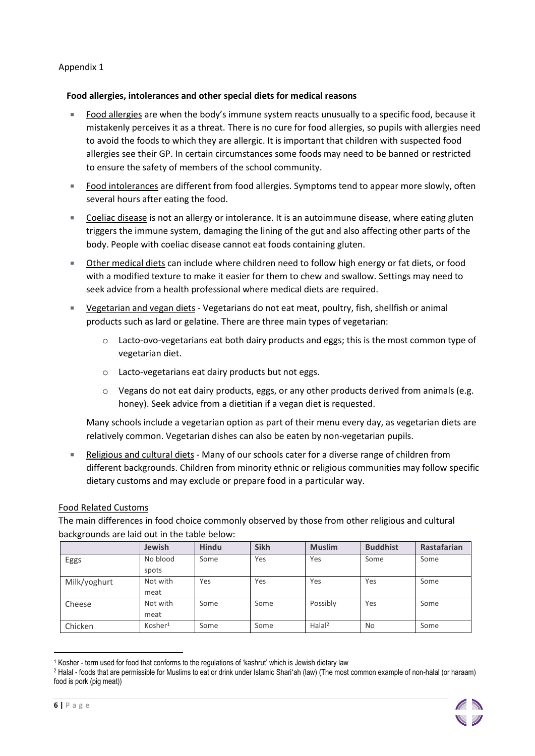Appendix 1

**Food allergies, intolerances and other special diets for medical reasons**

- Food allergies are when the body's immune system reacts unusually to a specific food, because it mistakenly perceives it as a threat. There is no cure for food allergies, so pupils with allergies need to avoid the foods to which they are allergic. It is important that children with suspected food allergies see their GP. In certain circumstances some foods may need to be banned or restricted to ensure the safety of members of the school community.
- Food intolerances are different from food allergies. Symptoms tend to appear more slowly, often several hours after eating the food.
- Coeliac disease is not an allergy or intolerance. It is an autoimmune disease, where eating gluten triggers the immune system, damaging the lining of the gut and also affecting other parts of the body. People with coeliac disease cannot eat foods containing gluten.
- Other medical diets can include where children need to follow high energy or fat diets, or food with a modified texture to make it easier for them to chew and swallow. Settings may need to seek advice from a health professional where medical diets are required.
- Vegetarian and vegan diets - Vegetarians do not eat meat, poultry, fish, shellfish or animal products such as lard or gelatine. There are three main types of vegetarian:
  - Lacto-ovo-vegetarians eat both dairy products and eggs; this is the most common type of vegetarian diet.
  - Lacto-vegetarians eat dairy products but not eggs.
  - Vegans do not eat dairy products, eggs, or any other products derived from animals (e.g. honey). Seek advice from a dietitian if a vegan diet is requested.

  Many schools include a vegetarian option as part of their menu every day, as vegetarian diets are relatively common. Vegetarian dishes can also be eaten by non-vegetarian pupils.
- Religious and cultural diets - Many of our schools cater for a diverse range of children from different backgrounds. Children from minority ethnic or religious communities may follow specific dietary customs and may exclude or prepare food in a particular way.

Food Related Customs

The main differences in food choice commonly observed by those from other religious and cultural backgrounds are laid out in the table below:

| | Jewish | Hindu | Sikh | Muslim | Buddhist | Rastafarian |
|---|---|---|---|---|---|---|
| Eggs | No blood spots | Some | Yes | Yes | Some | Some |
| Milk/yoghurt | Not with meat | Yes | Yes | Yes | Yes | Some |
| Cheese | Not with meat | Some | Some | Possibly | Yes | Some |
| Chicken | Kosher[1] | Some | Some | Halal[2] | No | Some |

[1] Kosher - term used for food that conforms to the regulations of 'kashrut' which is Jewish dietary law

[2] Halal - foods that are permissible for Muslims to eat or drink under Islamic Shari'ah (law) (The most common example of non-halal (or haraam) food is pork (pig meat))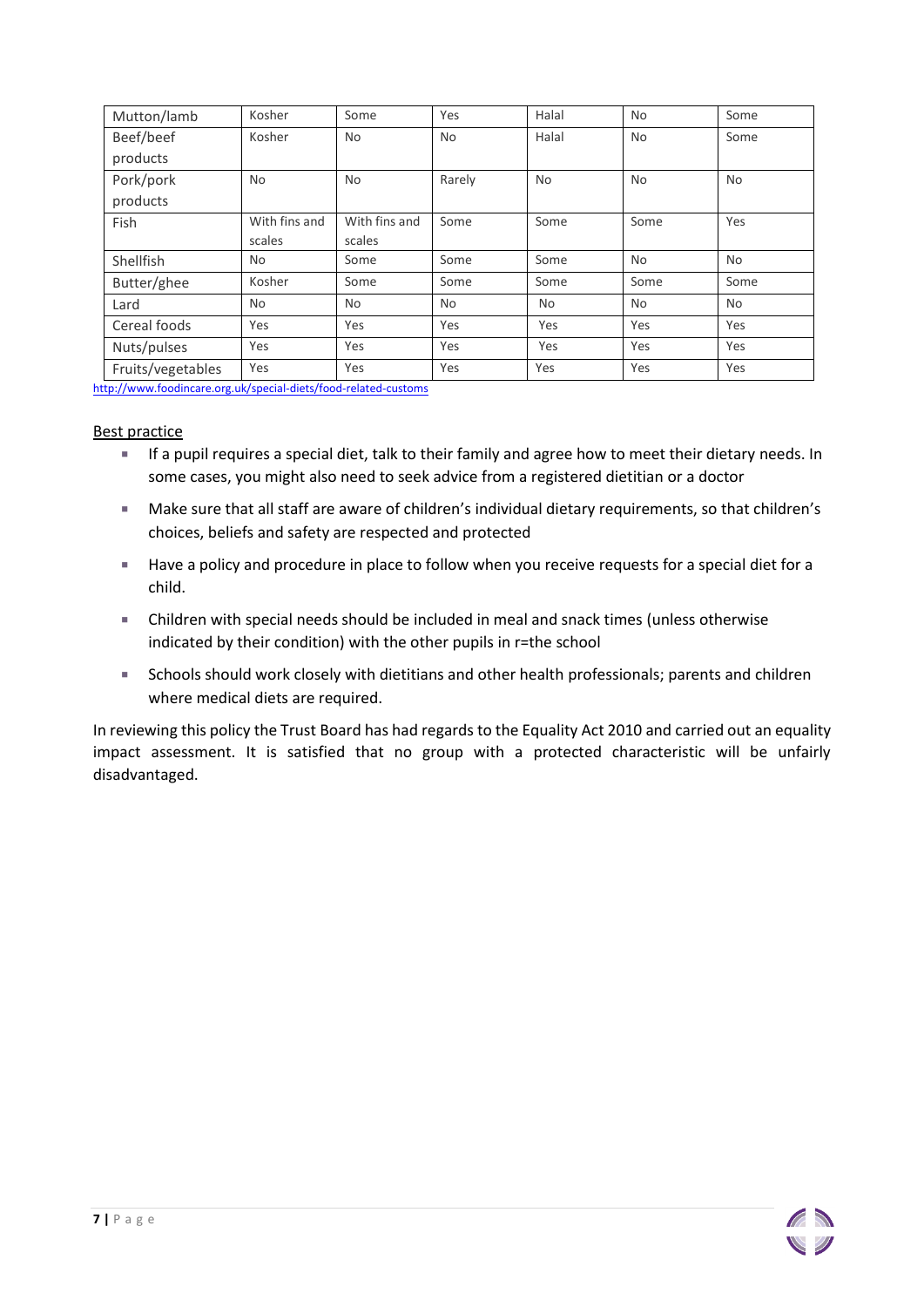| | | | | | | |
|---|---|---|---|---|---|---|
| Mutton/lamb | Kosher | Some | Yes | Halal | No | Some |
| Beef/beef products | Kosher | No | No | Halal | No | Some |
| Pork/pork products | No | No | Rarely | No | No | No |
| Fish | With fins and scales | With fins and scales | Some | Some | Some | Yes |
| Shellfish | No | Some | Some | Some | No | No |
| Butter/ghee | Kosher | Some | Some | Some | Some | Some |
| Lard | No | No | No | No | No | No |
| Cereal foods | Yes | Yes | Yes | Yes | Yes | Yes |
| Nuts/pulses | Yes | Yes | Yes | Yes | Yes | Yes |
| Fruits/vegetables | Yes | Yes | Yes | Yes | Yes | Yes |

http://www.foodincare.org.uk/special-diets/food-related-customs

<u>Best practice</u>

- If a pupil requires a special diet, talk to their family and agree how to meet their dietary needs. In some cases, you might also need to seek advice from a registered dietitian or a doctor
- Make sure that all staff are aware of children's individual dietary requirements, so that children's choices, beliefs and safety are respected and protected
- Have a policy and procedure in place to follow when you receive requests for a special diet for a child.
- Children with special needs should be included in meal and snack times (unless otherwise indicated by their condition) with the other pupils in r=the school
- Schools should work closely with dietitians and other health professionals; parents and children where medical diets are required.

In reviewing this policy the Trust Board has had regards to the Equality Act 2010 and carried out an equality impact assessment. It is satisfied that no group with a protected characteristic will be unfairly disadvantaged.